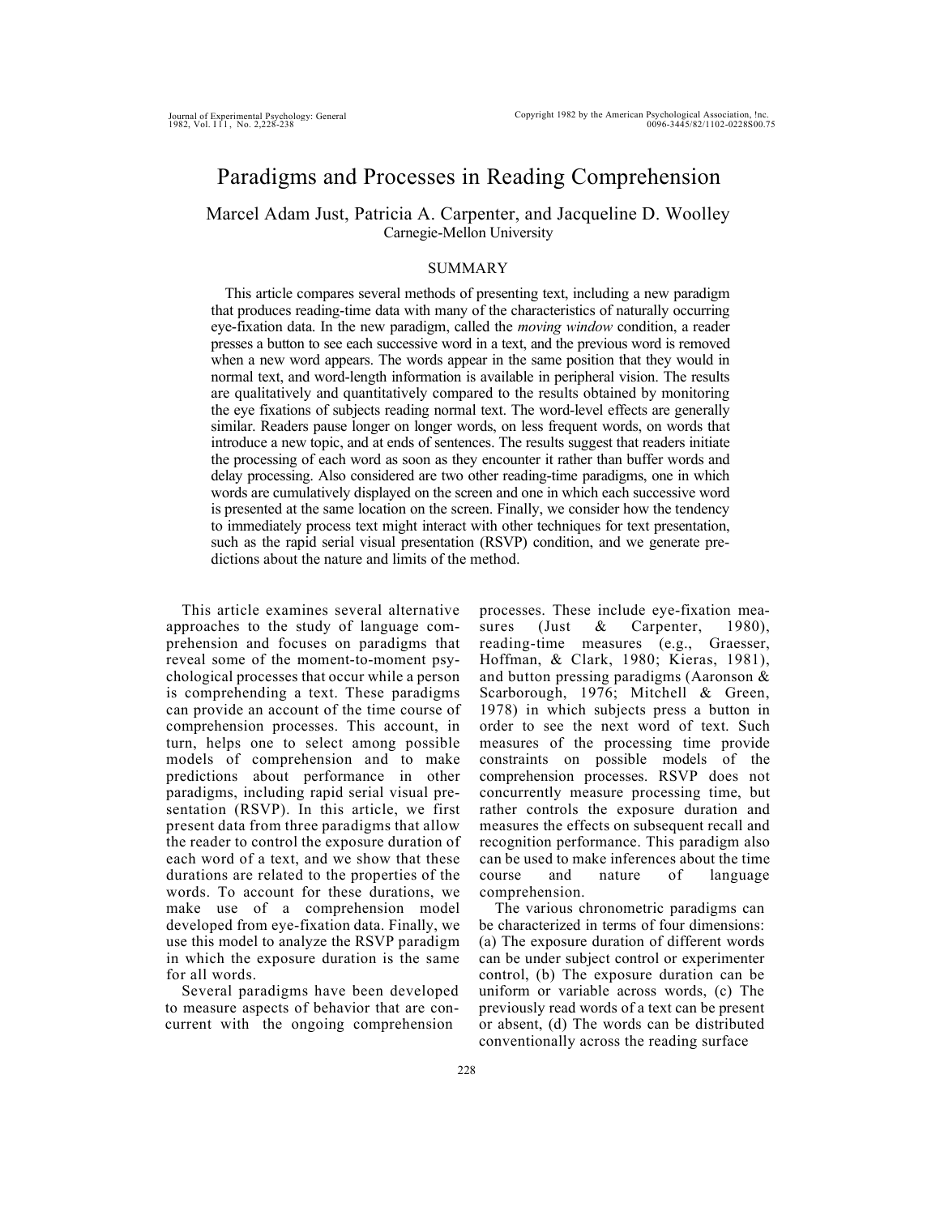# Paradigms and Processes in Reading Comprehension

Marcel Adam Just, Patricia A. Carpenter, and Jacqueline D. Woolley
Carnegie-Mellon University

## SUMMARY

This article compares several methods of presenting text, including a new paradigm that produces reading-time data with many of the characteristics of naturally occurring eye-fixation data. In the new paradigm, called the *moving window* condition, a reader presses a button to see each successive word in a text, and the previous word is removed when a new word appears. The words appear in the same position that they would in normal text, and word-length information is available in peripheral vision. The results are qualitatively and quantitatively compared to the results obtained by monitoring the eye fixations of subjects reading normal text. The word-level effects are generally similar. Readers pause longer on longer words, on less frequent words, on words that introduce a new topic, and at ends of sentences. The results suggest that readers initiate the processing of each word as soon as they encounter it rather than buffer words and delay processing. Also considered are two other reading-time paradigms, one in which words are cumulatively displayed on the screen and one in which each successive word is presented at the same location on the screen. Finally, we consider how the tendency to immediately process text might interact with other techniques for text presentation, such as the rapid serial visual presentation (RSVP) condition, and we generate predictions about the nature and limits of the method.

This article examines several alternative approaches to the study of language comprehension and focuses on paradigms that reveal some of the moment-to-moment psychological processes that occur while a person is comprehending a text. These paradigms can provide an account of the time course of comprehension processes. This account, in turn, helps one to select among possible models of comprehension and to make predictions about performance in other paradigms, including rapid serial visual presentation (RSVP). In this article, we first present data from three paradigms that allow the reader to control the exposure duration of each word of a text, and we show that these durations are related to the properties of the words. To account for these durations, we make use of a comprehension model developed from eye-fixation data. Finally, we use this model to analyze the RSVP paradigm in which the exposure duration is the same for all words.

Several paradigms have been developed to measure aspects of behavior that are concurrent with the ongoing comprehension processes. These include eye-fixation measures (Just & Carpenter, 1980), reading-time measures (e.g., Graesser, Hoffman, & Clark, 1980; Kieras, 1981), and button pressing paradigms (Aaronson & Scarborough, 1976; Mitchell & Green, 1978) in which subjects press a button in order to see the next word of text. Such measures of the processing time provide constraints on possible models of the comprehension processes. RSVP does not concurrently measure processing time, but rather controls the exposure duration and measures the effects on subsequent recall and recognition performance. This paradigm also can be used to make inferences about the time course and nature of language comprehension.

The various chronometric paradigms can be characterized in terms of four dimensions: (a) The exposure duration of different words can be under subject control or experimenter control, (b) The exposure duration can be uniform or variable across words, (c) The previously read words of a text can be present or absent, (d) The words can be distributed conventionally across the reading surface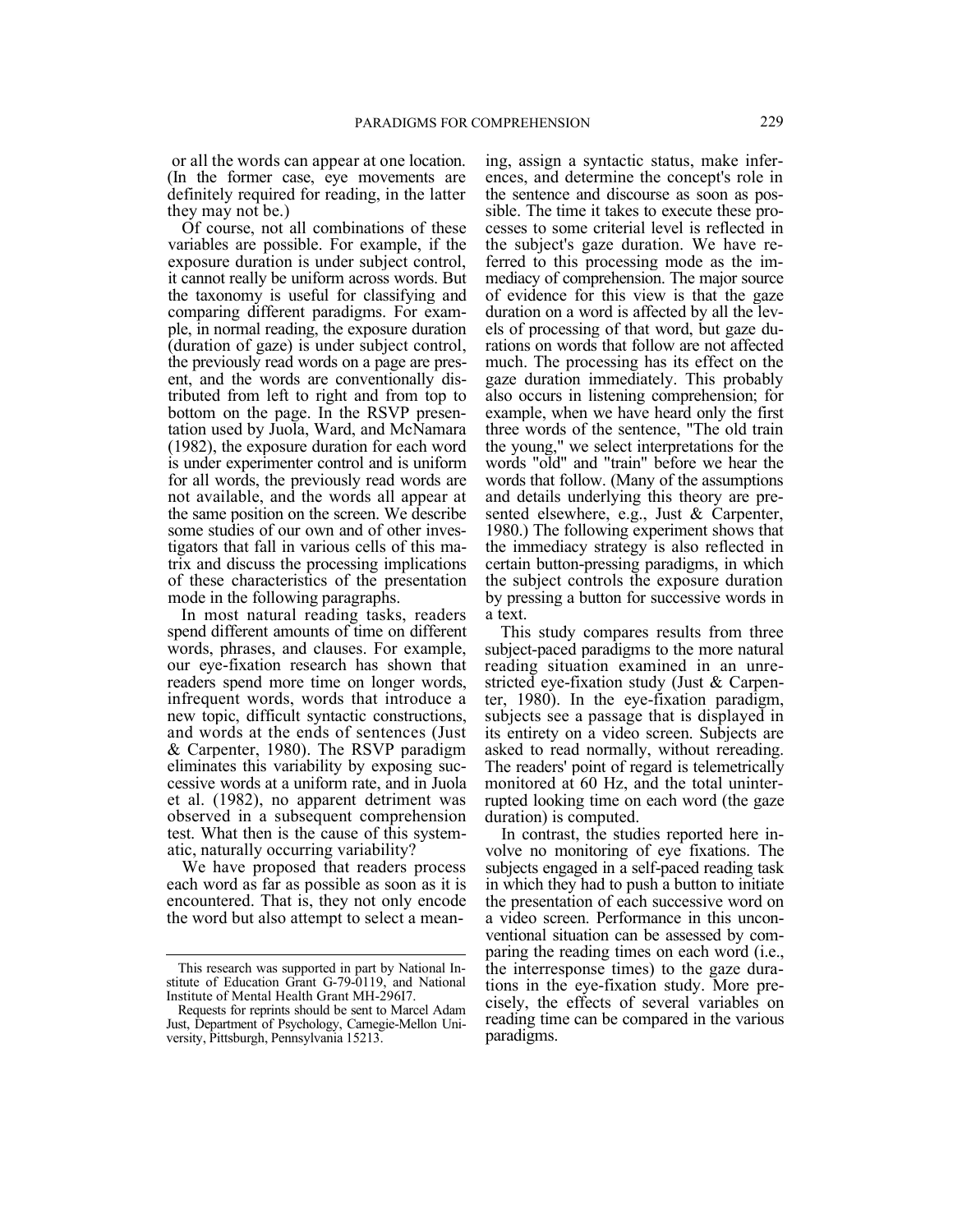or all the words can appear at one location. (In the former case, eye movements are definitely required for reading, in the latter they may not be.)

Of course, not all combinations of these variables are possible. For example, if the exposure duration is under subject control, it cannot really be uniform across words. But the taxonomy is useful for classifying and comparing different paradigms. For example, in normal reading, the exposure duration (duration of gaze) is under subject control, the previously read words on a page are present, and the words are conventionally distributed from left to right and from top to bottom on the page. In the RSVP presentation used by Juola, Ward, and McNamara (1982), the exposure duration for each word is under experimenter control and is uniform for all words, the previously read words are not available, and the words all appear at the same position on the screen. We describe some studies of our own and of other investigators that fall in various cells of this matrix and discuss the processing implications of these characteristics of the presentation mode in the following paragraphs.

In most natural reading tasks, readers spend different amounts of time on different words, phrases, and clauses. For example, our eye-fixation research has shown that readers spend more time on longer words, infrequent words, words that introduce a new topic, difficult syntactic constructions, and words at the ends of sentences (Just & Carpenter, 1980). The RSVP paradigm eliminates this variability by exposing successive words at a uniform rate, and in Juola et al. (1982), no apparent detriment was observed in a subsequent comprehension test. What then is the cause of this systematic, naturally occurring variability?

We have proposed that readers process each word as far as possible as soon as it is encountered. That is, they not only encode the word but also attempt to select a meaning, assign a syntactic status, make inferences, and determine the concept's role in the sentence and discourse as soon as possible. The time it takes to execute these processes to some criterial level is reflected in the subject's gaze duration. We have referred to this processing mode as the immediacy of comprehension. The major source of evidence for this view is that the gaze duration on a word is affected by all the levels of processing of that word, but gaze durations on words that follow are not affected much. The processing has its effect on the gaze duration immediately. This probably also occurs in listening comprehension; for example, when we have heard only the first three words of the sentence, "The old train the young," we select interpretations for the words "old" and "train" before we hear the words that follow. (Many of the assumptions and details underlying this theory are presented elsewhere, e.g., Just & Carpenter, 1980.) The following experiment shows that the immediacy strategy is also reflected in certain button-pressing paradigms, in which the subject controls the exposure duration by pressing a button for successive words in a text.

This study compares results from three subject-paced paradigms to the more natural reading situation examined in an unrestricted eye-fixation study (Just & Carpenter, 1980). In the eye-fixation paradigm, subjects see a passage that is displayed in its entirety on a video screen. Subjects are asked to read normally, without rereading. The readers' point of regard is telemetrically monitored at 60 Hz, and the total uninterrupted looking time on each word (the gaze duration) is computed.

In contrast, the studies reported here involve no monitoring of eye fixations. The subjects engaged in a self-paced reading task in which they had to push a button to initiate the presentation of each successive word on a video screen. Performance in this unconventional situation can be assessed by comparing the reading times on each word (i.e., the interresponse times) to the gaze durations in the eye-fixation study. More precisely, the effects of several variables on reading time can be compared in the various paradigms.

---

This research was supported in part by National Institute of Education Grant G-79-0119, and National Institute of Mental Health Grant MH-296I7.

Requests for reprints should be sent to Marcel Adam Just, Department of Psychology, Carnegie-Mellon University, Pittsburgh, Pennsylvania 15213.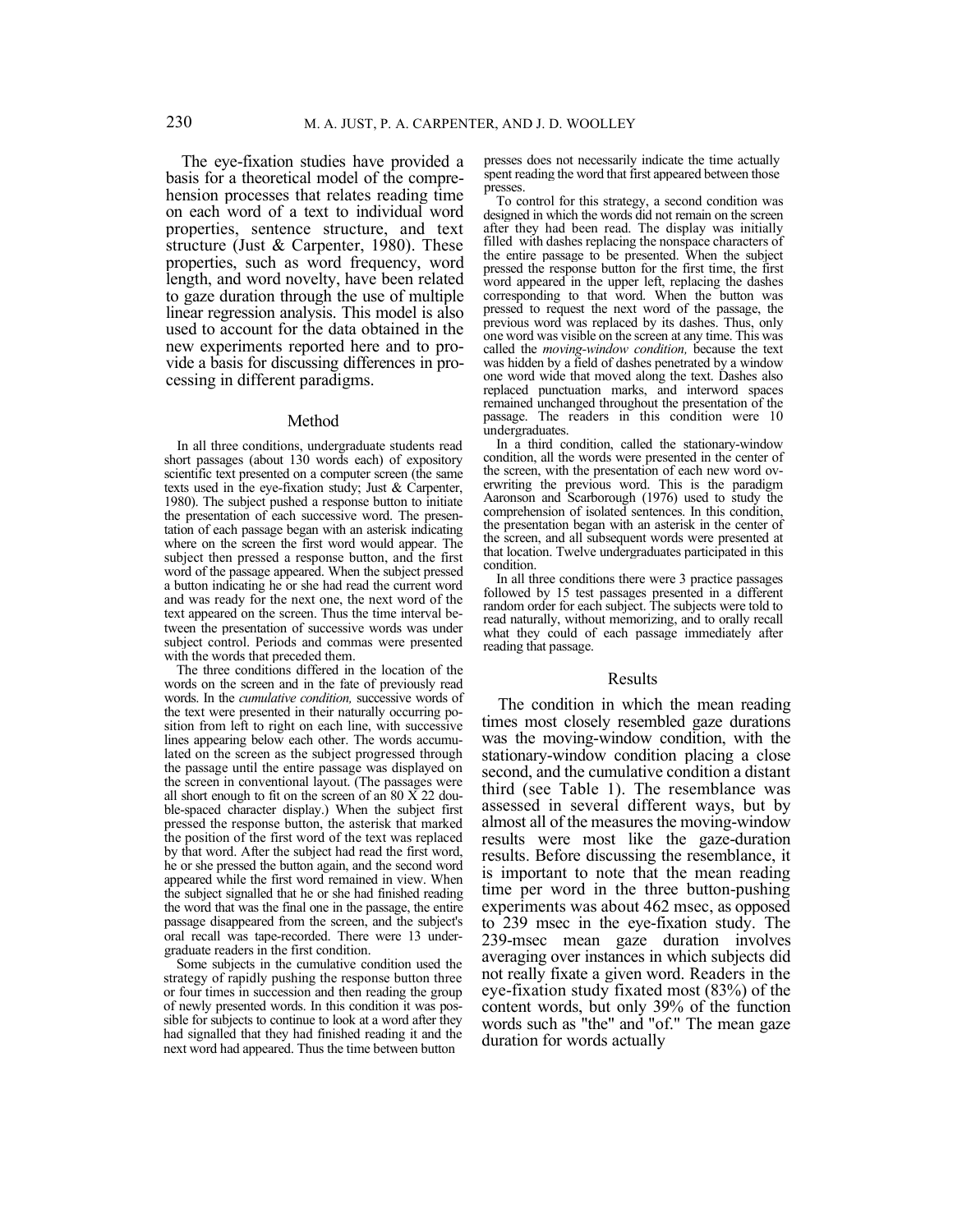The eye-fixation studies have provided a basis for a theoretical model of the comprehension processes that relates reading time on each word of a text to individual word properties, sentence structure, and text structure (Just & Carpenter, 1980). These properties, such as word frequency, word length, and word novelty, have been related to gaze duration through the use of multiple linear regression analysis. This model is also used to account for the data obtained in the new experiments reported here and to provide a basis for discussing differences in processing in different paradigms.

## Method

In all three conditions, undergraduate students read short passages (about 130 words each) of expository scientific text presented on a computer screen (the same texts used in the eye-fixation study; Just & Carpenter, 1980). The subject pushed a response button to initiate the presentation of each successive word. The presentation of each passage began with an asterisk indicating where on the screen the first word would appear. The subject then pressed a response button, and the first word of the passage appeared. When the subject pressed a button indicating he or she had read the current word and was ready for the next one, the next word of the text appeared on the screen. Thus the time interval between the presentation of successive words was under subject control. Periods and commas were presented with the words that preceded them.

The three conditions differed in the location of the words on the screen and in the fate of previously read words. In the *cumulative condition,* successive words of the text were presented in their naturally occurring position from left to right on each line, with successive lines appearing below each other. The words accumulated on the screen as the subject progressed through the passage until the entire passage was displayed on the screen in conventional layout. (The passages were all short enough to fit on the screen of an 80 X 22 double-spaced character display.) When the subject first pressed the response button, the asterisk that marked the position of the first word of the text was replaced by that word. After the subject had read the first word, he or she pressed the button again, and the second word appeared while the first word remained in view. When the subject signalled that he or she had finished reading the word that was the final one in the passage, the entire passage disappeared from the screen, and the subject's oral recall was tape-recorded. There were 13 undergraduate readers in the first condition.

Some subjects in the cumulative condition used the strategy of rapidly pushing the response button three or four times in succession and then reading the group of newly presented words. In this condition it was possible for subjects to continue to look at a word after they had signalled that they had finished reading it and the next word had appeared. Thus the time between button presses does not necessarily indicate the time actually spent reading the word that first appeared between those presses.

To control for this strategy, a second condition was designed in which the words did not remain on the screen after they had been read. The display was initially filled with dashes replacing the nonspace characters of the entire passage to be presented. When the subject pressed the response button for the first time, the first word appeared in the upper left, replacing the dashes corresponding to that word. When the button was pressed to request the next word of the passage, the previous word was replaced by its dashes. Thus, only one word was visible on the screen at any time. This was called the *moving-window condition,* because the text was hidden by a field of dashes penetrated by a window one word wide that moved along the text. Dashes also replaced punctuation marks, and interword spaces remained unchanged throughout the presentation of the passage. The readers in this condition were 10 undergraduates.

In a third condition, called the stationary-window condition, all the words were presented in the center of the screen, with the presentation of each new word overwriting the previous word. This is the paradigm Aaronson and Scarborough (1976) used to study the comprehension of isolated sentences. In this condition, the presentation began with an asterisk in the center of the screen, and all subsequent words were presented at that location. Twelve undergraduates participated in this condition.

In all three conditions there were 3 practice passages followed by 15 test passages presented in a different random order for each subject. The subjects were told to read naturally, without memorizing, and to orally recall what they could of each passage immediately after reading that passage.

## Results

The condition in which the mean reading times most closely resembled gaze durations was the moving-window condition, with the stationary-window condition placing a close second, and the cumulative condition a distant third (see Table 1). The resemblance was assessed in several different ways, but by almost all of the measures the moving-window results were most like the gaze-duration results. Before discussing the resemblance, it is important to note that the mean reading time per word in the three button-pushing experiments was about 462 msec, as opposed to 239 msec in the eye-fixation study. The 239-msec mean gaze duration involves averaging over instances in which subjects did not really fixate a given word. Readers in the eye-fixation study fixated most (83%) of the content words, but only 39% of the function words such as "the" and "of." The mean gaze duration for words actually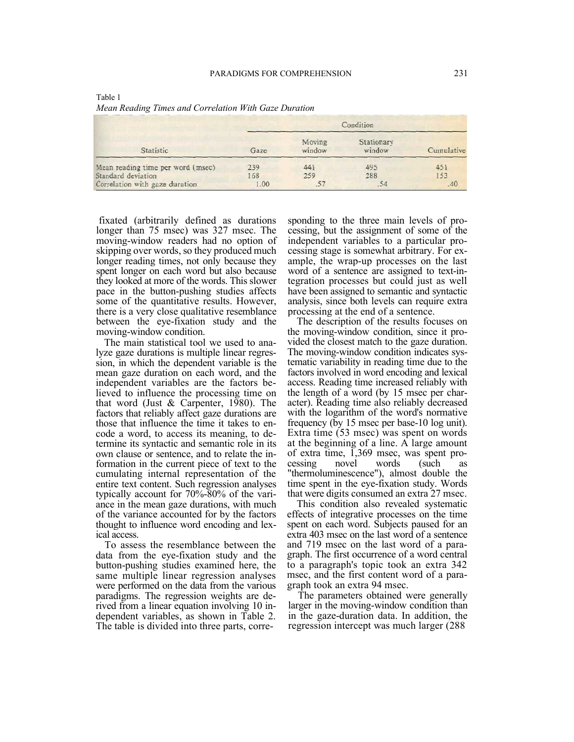Table 1
*Mean Reading Times and Correlation With Gaze Duration*

| Statistic | Condition | | | |
|---|---|---|---|---|
| | Gaze | Moving window | Stationary window | Cumulative |
| Mean reading time per word (msec) | 239 | 441 | 495 | 451 |
| Standard deviation | 168 | 259 | 288 | 153 |
| Correlation with gaze duration | 1.00 | .57 | .54 | .40 |

fixated (arbitrarily defined as durations longer than 75 msec) was 327 msec. The moving-window readers had no option of skipping over words, so they produced much longer reading times, not only because they spent longer on each word but also because they looked at more of the words. This slower pace in the button-pushing studies affects some of the quantitative results. However, there is a very close qualitative resemblance between the eye-fixation study and the moving-window condition.

The main statistical tool we used to analyze gaze durations is multiple linear regression, in which the dependent variable is the mean gaze duration on each word, and the independent variables are the factors believed to influence the processing time on that word (Just & Carpenter, 1980). The factors that reliably affect gaze durations are those that influence the time it takes to encode a word, to access its meaning, to determine its syntactic and semantic role in its own clause or sentence, and to relate the information in the current piece of text to the cumulating internal representation of the entire text content. Such regression analyses typically account for 70%-80% of the variance in the mean gaze durations, with much of the variance accounted for by the factors thought to influence word encoding and lexical access.

To assess the resemblance between the data from the eye-fixation study and the button-pushing studies examined here, the same multiple linear regression analyses were performed on the data from the various paradigms. The regression weights are derived from a linear equation involving 10 independent variables, as shown in Table 2. The table is divided into three parts, corresponding to the three main levels of processing, but the assignment of some of the independent variables to a particular processing stage is somewhat arbitrary. For example, the wrap-up processes on the last word of a sentence are assigned to text-integration processes but could just as well have been assigned to semantic and syntactic analysis, since both levels can require extra processing at the end of a sentence.

The description of the results focuses on the moving-window condition, since it provided the closest match to the gaze duration. The moving-window condition indicates systematic variability in reading time due to the factors involved in word encoding and lexical access. Reading time increased reliably with the length of a word (by 15 msec per character). Reading time also reliably decreased with the logarithm of the word's normative frequency (by 15 msec per base-10 log unit). Extra time (53 msec) was spent on words at the beginning of a line. A large amount of extra time, 1,369 msec, was spent processing novel words (such as "thermoluminescence"), almost double the time spent in the eye-fixation study. Words that were digits consumed an extra 27 msec.

This condition also revealed systematic effects of integrative processes on the time spent on each word. Subjects paused for an extra 403 msec on the last word of a sentence and 719 msec on the last word of a paragraph. The first occurrence of a word central to a paragraph's topic took an extra 342 msec, and the first content word of a paragraph took an extra 94 msec.

The parameters obtained were generally larger in the moving-window condition than in the gaze-duration data. In addition, the regression intercept was much larger (288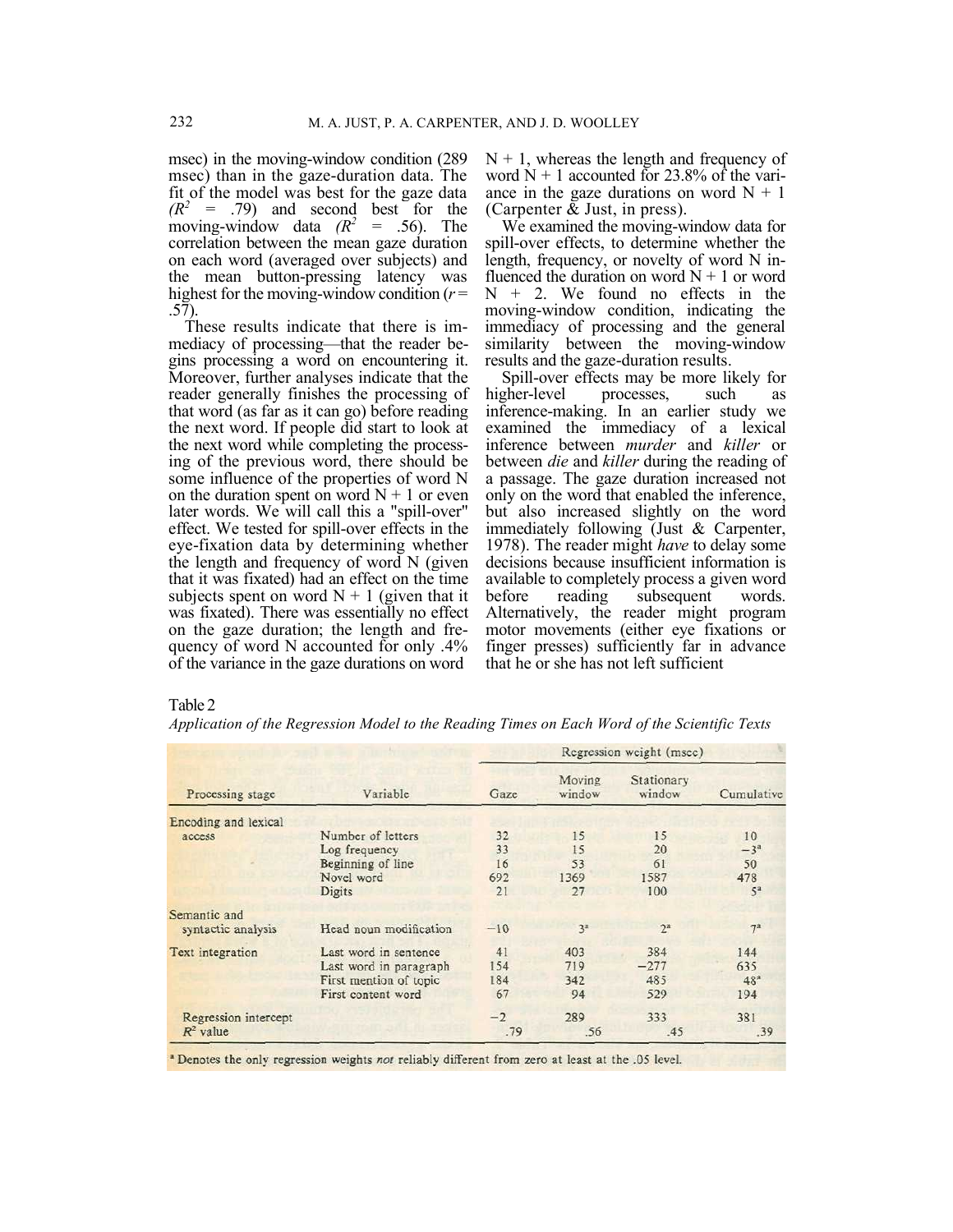msec) in the moving-window condition (289 msec) than in the gaze-duration data. The fit of the model was best for the gaze data ($R^2$ = .79) and second best for the moving-window data ($R^2$ = .56). The correlation between the mean gaze duration on each word (averaged over subjects) and the mean button-pressing latency was highest for the moving-window condition ($r$ = .57).

These results indicate that there is immediacy of processing—that the reader begins processing a word on encountering it. Moreover, further analyses indicate that the reader generally finishes the processing of that word (as far as it can go) before reading the next word. If people did start to look at the next word while completing the processing of the previous word, there should be some influence of the properties of word N on the duration spent on word N + 1 or even later words. We will call this a "spill-over" effect. We tested for spill-over effects in the eye-fixation data by determining whether the length and frequency of word N (given that it was fixated) had an effect on the time subjects spent on word N + 1 (given that it was fixated). There was essentially no effect on the gaze duration; the length and frequency of word N accounted for only .4% of the variance in the gaze durations on word N + 1, whereas the length and frequency of word N + 1 accounted for 23.8% of the variance in the gaze durations on word N + 1 (Carpenter & Just, in press).

We examined the moving-window data for spill-over effects, to determine whether the length, frequency, or novelty of word N influenced the duration on word N + 1 or word N + 2. We found no effects in the moving-window condition, indicating the immediacy of processing and the general similarity between the moving-window results and the gaze-duration results.

Spill-over effects may be more likely for higher-level processes, such as inference-making. In an earlier study we examined the immediacy of a lexical inference between *murder* and *killer* or between *die* and *killer* during the reading of a passage. The gaze duration increased not only on the word that enabled the inference, but also increased slightly on the word immediately following (Just & Carpenter, 1978). The reader might *have* to delay some decisions because insufficient information is available to completely process a given word before reading subsequent words. Alternatively, the reader might program motor movements (either eye fixations or finger presses) sufficiently far in advance that he or she has not left sufficient

Table 2

*Application of the Regression Model to the Reading Times on Each Word of the Scientific Texts*

| | | Regression weight (msec) | | | |
|---|---|---|---|---|---|
| Processing stage | Variable | Gaze | Moving window | Stationary window | Cumulative |
| Encoding and lexical access | Number of letters | 32 | 15 | 15 | 10 |
| | Log frequency | 33 | 15 | 20 | −3[a] |
| | Beginning of line | 16 | 53 | 61 | 50 |
| | Novel word | 692 | 1369 | 1587 | 478 |
| | Digits | 21 | 27 | 100 | 5[a] |
| Semantic and syntactic analysis | Head noun modification | −10 | 3[a] | 2[a] | 7[a] |
| Text integration | Last word in sentence | 41 | 403 | 384 | 144 |
| | Last word in paragraph | 154 | 719 | −277 | 635 |
| | First mention of topic | 184 | 342 | 485 | 48[a] |
| | First content word | 67 | 94 | 529 | 194 |
| Regression intercept | | −2 | 289 | 333 | 381 |
| $R^2$ value | | .79 | .56 | .45 | .39 |

[a] Denotes the only regression weights *not* reliably different from zero at least at the .05 level.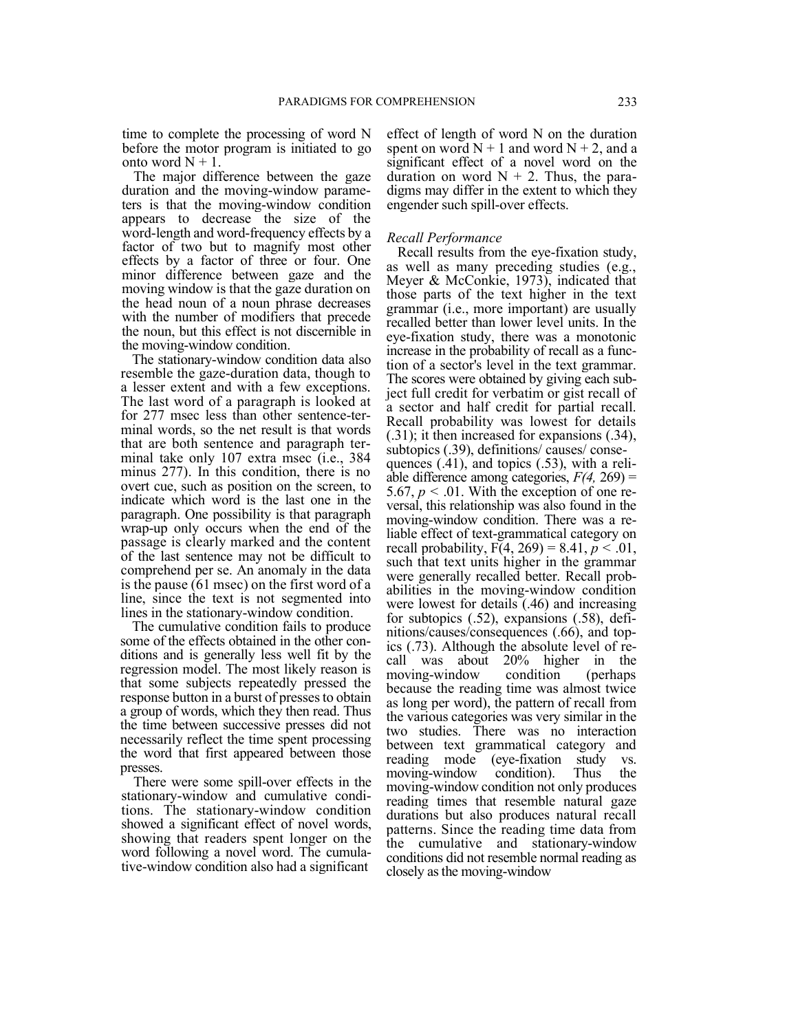time to complete the processing of word N before the motor program is initiated to go onto word N + 1.

The major difference between the gaze duration and the moving-window parameters is that the moving-window condition appears to decrease the size of the word-length and word-frequency effects by a factor of two but to magnify most other effects by a factor of three or four. One minor difference between gaze and the moving window is that the gaze duration on the head noun of a noun phrase decreases with the number of modifiers that precede the noun, but this effect is not discernible in the moving-window condition.

The stationary-window condition data also resemble the gaze-duration data, though to a lesser extent and with a few exceptions. The last word of a paragraph is looked at for 277 msec less than other sentence-terminal words, so the net result is that words that are both sentence and paragraph terminal take only 107 extra msec (i.e., 384 minus 277). In this condition, there is no overt cue, such as position on the screen, to indicate which word is the last one in the paragraph. One possibility is that paragraph wrap-up only occurs when the end of the passage is clearly marked and the content of the last sentence may not be difficult to comprehend per se. An anomaly in the data is the pause (61 msec) on the first word of a line, since the text is not segmented into lines in the stationary-window condition.

The cumulative condition fails to produce some of the effects obtained in the other conditions and is generally less well fit by the regression model. The most likely reason is that some subjects repeatedly pressed the response button in a burst of presses to obtain a group of words, which they then read. Thus the time between successive presses did not necessarily reflect the time spent processing the word that first appeared between those presses.

There were some spill-over effects in the stationary-window and cumulative conditions. The stationary-window condition showed a significant effect of novel words, showing that readers spent longer on the word following a novel word. The cumulative-window condition also had a significant effect of length of word N on the duration spent on word N + 1 and word N + 2, and a significant effect of a novel word on the duration on word N + 2. Thus, the paradigms may differ in the extent to which they engender such spill-over effects.

### *Recall Performance*

Recall results from the eye-fixation study, as well as many preceding studies (e.g., Meyer & McConkie, 1973), indicated that those parts of the text higher in the text grammar (i.e., more important) are usually recalled better than lower level units. In the eye-fixation study, there was a monotonic increase in the probability of recall as a function of a sector's level in the text grammar. The scores were obtained by giving each subject full credit for verbatim or gist recall of a sector and half credit for partial recall. Recall probability was lowest for details (.31); it then increased for expansions (.34), subtopics (.39), definitions/ causes/ consequences (.41), and topics (.53), with a reliable difference among categories, $F(4, 269) = 5.67$, $p < .01$. With the exception of one reversal, this relationship was also found in the moving-window condition. There was a reliable effect of text-grammatical category on recall probability, $F(4, 269) = 8.41$, $p < .01$, such that text units higher in the grammar were generally recalled better. Recall probabilities in the moving-window condition were lowest for details (.46) and increasing for subtopics (.52), expansions (.58), definitions/causes/consequences (.66), and topics (.73). Although the absolute level of recall was about 20% higher in the moving-window condition (perhaps because the reading time was almost twice as long per word), the pattern of recall from the various categories was very similar in the two studies. There was no interaction between text grammatical category and reading mode (eye-fixation study vs. moving-window condition). Thus the moving-window condition not only produces reading times that resemble natural gaze durations but also produces natural recall patterns. Since the reading time data from the cumulative and stationary-window conditions did not resemble normal reading as closely as the moving-window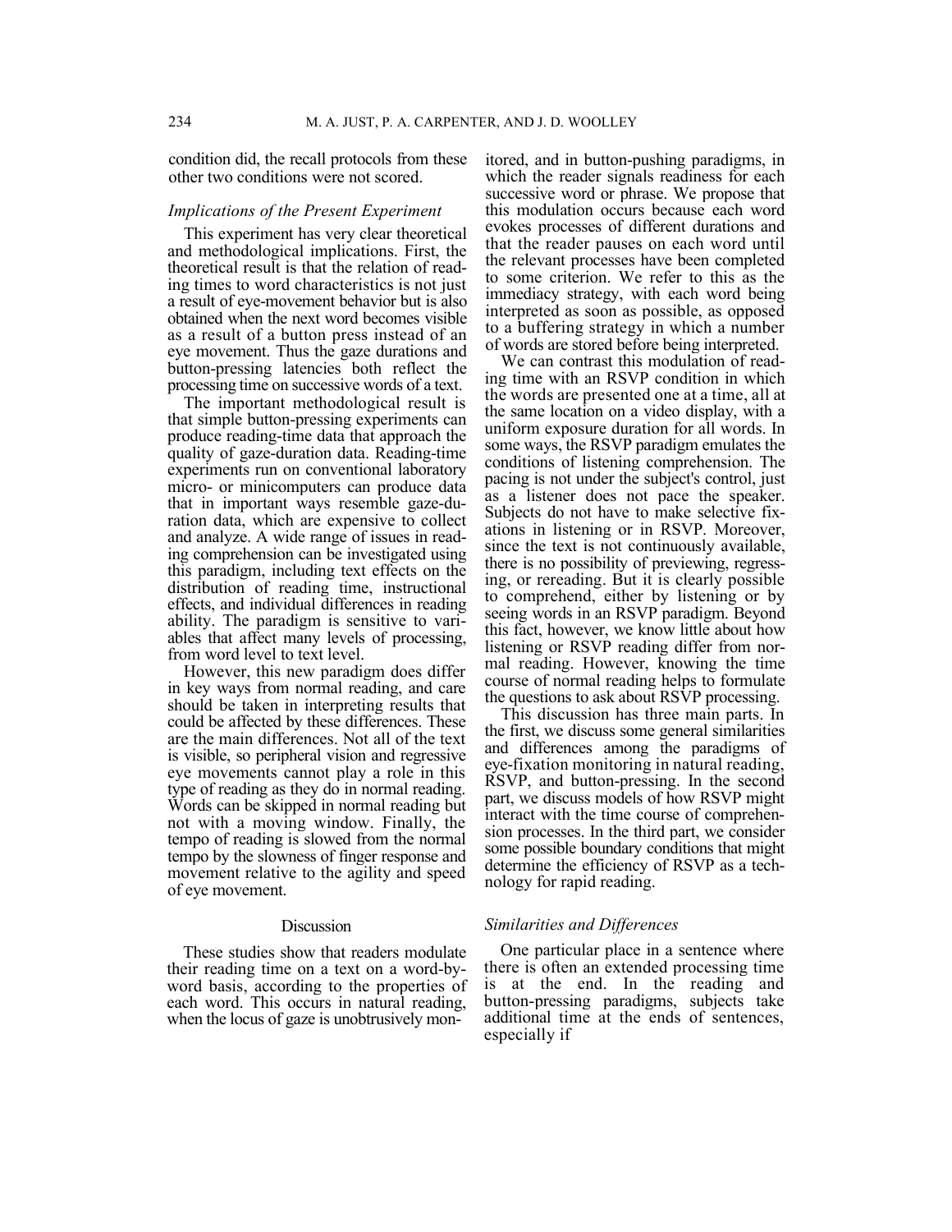condition did, the recall protocols from these other two conditions were not scored.

### *Implications of the Present Experiment*

This experiment has very clear theoretical and methodological implications. First, the theoretical result is that the relation of reading times to word characteristics is not just a result of eye-movement behavior but is also obtained when the next word becomes visible as a result of a button press instead of an eye movement. Thus the gaze durations and button-pressing latencies both reflect the processing time on successive words of a text.

The important methodological result is that simple button-pressing experiments can produce reading-time data that approach the quality of gaze-duration data. Reading-time experiments run on conventional laboratory micro- or minicomputers can produce data that in important ways resemble gaze-duration data, which are expensive to collect and analyze. A wide range of issues in reading comprehension can be investigated using this paradigm, including text effects on the distribution of reading time, instructional effects, and individual differences in reading ability. The paradigm is sensitive to variables that affect many levels of processing, from word level to text level.

However, this new paradigm does differ in key ways from normal reading, and care should be taken in interpreting results that could be affected by these differences. These are the main differences. Not all of the text is visible, so peripheral vision and regressive eye movements cannot play a role in this type of reading as they do in normal reading. Words can be skipped in normal reading but not with a moving window. Finally, the tempo of reading is slowed from the normal tempo by the slowness of finger response and movement relative to the agility and speed of eye movement.

## Discussion

These studies show that readers modulate their reading time on a text on a word-by-word basis, according to the properties of each word. This occurs in natural reading, when the locus of gaze is unobtrusively monitored, and in button-pushing paradigms, in which the reader signals readiness for each successive word or phrase. We propose that this modulation occurs because each word evokes processes of different durations and that the reader pauses on each word until the relevant processes have been completed to some criterion. We refer to this as the immediacy strategy, with each word being interpreted as soon as possible, as opposed to a buffering strategy in which a number of words are stored before being interpreted.

We can contrast this modulation of reading time with an RSVP condition in which the words are presented one at a time, all at the same location on a video display, with a uniform exposure duration for all words. In some ways, the RSVP paradigm emulates the conditions of listening comprehension. The pacing is not under the subject's control, just as a listener does not pace the speaker. Subjects do not have to make selective fixations in listening or in RSVP. Moreover, since the text is not continuously available, there is no possibility of previewing, regressing, or rereading. But it is clearly possible to comprehend, either by listening or by seeing words in an RSVP paradigm. Beyond this fact, however, we know little about how listening or RSVP reading differ from normal reading. However, knowing the time course of normal reading helps to formulate the questions to ask about RSVP processing.

This discussion has three main parts. In the first, we discuss some general similarities and differences among the paradigms of eye-fixation monitoring in natural reading, RSVP, and button-pressing. In the second part, we discuss models of how RSVP might interact with the time course of comprehension processes. In the third part, we consider some possible boundary conditions that might determine the efficiency of RSVP as a technology for rapid reading.

### *Similarities and Differences*

One particular place in a sentence where there is often an extended processing time is at the end. In the reading and button-pressing paradigms, subjects take additional time at the ends of sentences, especially if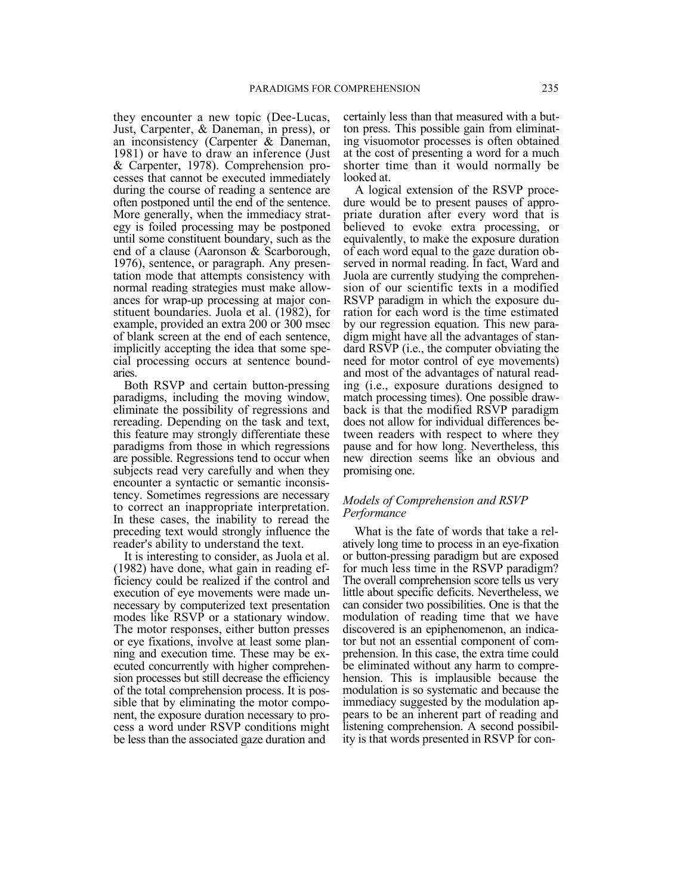they encounter a new topic (Dee-Lucas, Just, Carpenter, & Daneman, in press), or an inconsistency (Carpenter & Daneman, 1981) or have to draw an inference (Just & Carpenter, 1978). Comprehension processes that cannot be executed immediately during the course of reading a sentence are often postponed until the end of the sentence. More generally, when the immediacy strategy is foiled processing may be postponed until some constituent boundary, such as the end of a clause (Aaronson & Scarborough, 1976), sentence, or paragraph. Any presentation mode that attempts consistency with normal reading strategies must make allowances for wrap-up processing at major constituent boundaries. Juola et al. (1982), for example, provided an extra 200 or 300 msec of blank screen at the end of each sentence, implicitly accepting the idea that some special processing occurs at sentence boundaries.

Both RSVP and certain button-pressing paradigms, including the moving window, eliminate the possibility of regressions and rereading. Depending on the task and text, this feature may strongly differentiate these paradigms from those in which regressions are possible. Regressions tend to occur when subjects read very carefully and when they encounter a syntactic or semantic inconsistency. Sometimes regressions are necessary to correct an inappropriate interpretation. In these cases, the inability to reread the preceding text would strongly influence the reader's ability to understand the text.

It is interesting to consider, as Juola et al. (1982) have done, what gain in reading efficiency could be realized if the control and execution of eye movements were made unnecessary by computerized text presentation modes like RSVP or a stationary window. The motor responses, either button presses or eye fixations, involve at least some planning and execution time. These may be executed concurrently with higher comprehension processes but still decrease the efficiency of the total comprehension process. It is possible that by eliminating the motor component, the exposure duration necessary to process a word under RSVP conditions might be less than the associated gaze duration and certainly less than that measured with a button press. This possible gain from eliminating visuomotor processes is often obtained at the cost of presenting a word for a much shorter time than it would normally be looked at.

A logical extension of the RSVP procedure would be to present pauses of appropriate duration after every word that is believed to evoke extra processing, or equivalently, to make the exposure duration of each word equal to the gaze duration observed in normal reading. In fact, Ward and Juola are currently studying the comprehension of our scientific texts in a modified RSVP paradigm in which the exposure duration for each word is the time estimated by our regression equation. This new paradigm might have all the advantages of standard RSVP (i.e., the computer obviating the need for motor control of eye movements) and most of the advantages of natural reading (i.e., exposure durations designed to match processing times). One possible drawback is that the modified RSVP paradigm does not allow for individual differences between readers with respect to where they pause and for how long. Nevertheless, this new direction seems like an obvious and promising one.

### *Models of Comprehension and RSVP Performance*

What is the fate of words that take a relatively long time to process in an eye-fixation or button-pressing paradigm but are exposed for much less time in the RSVP paradigm? The overall comprehension score tells us very little about specific deficits. Nevertheless, we can consider two possibilities. One is that the modulation of reading time that we have discovered is an epiphenomenon, an indicator but not an essential component of comprehension. In this case, the extra time could be eliminated without any harm to comprehension. This is implausible because the modulation is so systematic and because the immediacy suggested by the modulation appears to be an inherent part of reading and listening comprehension. A second possibility is that words presented in RSVP for con-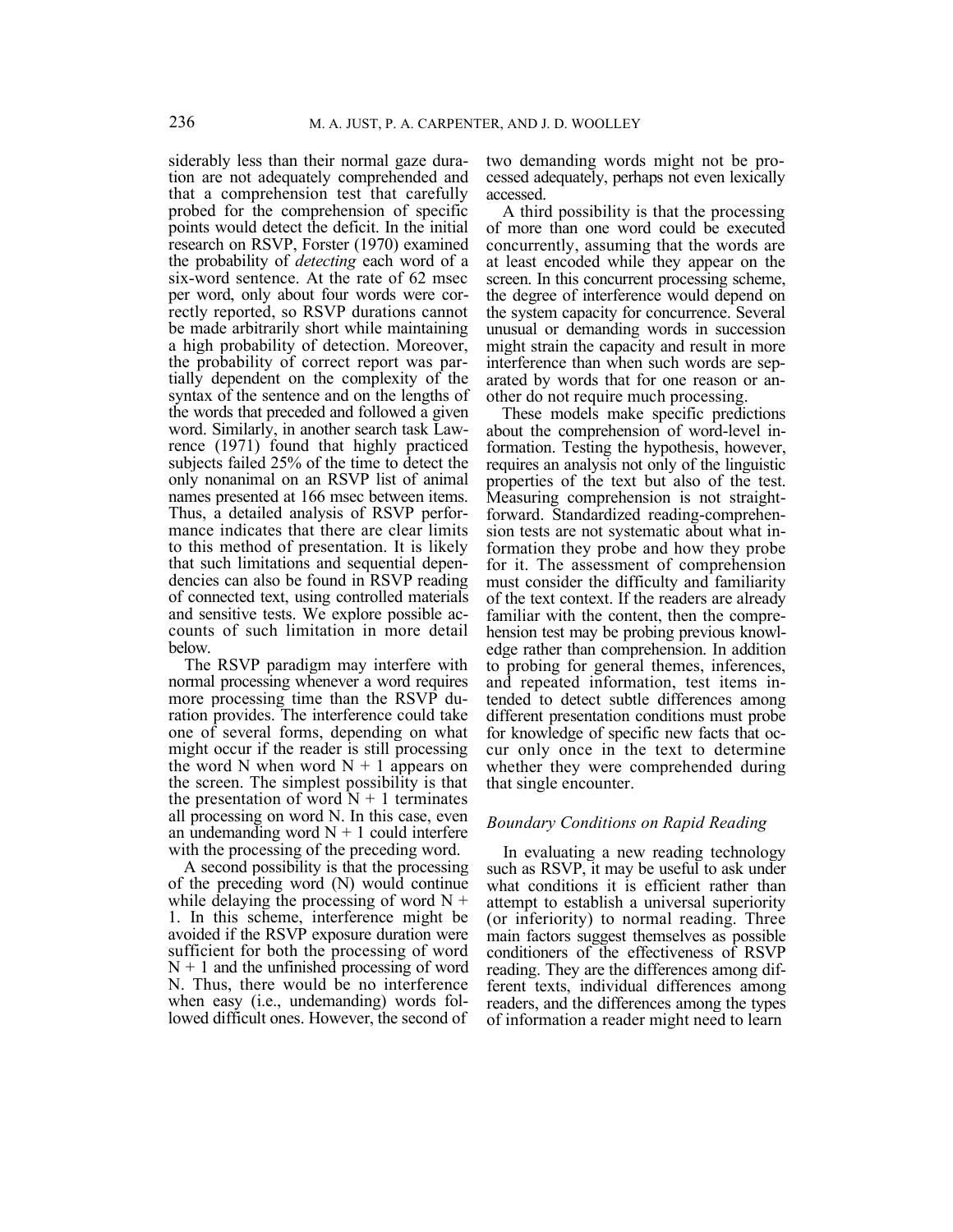siderably less than their normal gaze duration are not adequately comprehended and that a comprehension test that carefully probed for the comprehension of specific points would detect the deficit. In the initial research on RSVP, Forster (1970) examined the probability of *detecting* each word of a six-word sentence. At the rate of 62 msec per word, only about four words were correctly reported, so RSVP durations cannot be made arbitrarily short while maintaining a high probability of detection. Moreover, the probability of correct report was partially dependent on the complexity of the syntax of the sentence and on the lengths of the words that preceded and followed a given word. Similarly, in another search task Lawrence (1971) found that highly practiced subjects failed 25% of the time to detect the only nonanimal on an RSVP list of animal names presented at 166 msec between items. Thus, a detailed analysis of RSVP performance indicates that there are clear limits to this method of presentation. It is likely that such limitations and sequential dependencies can also be found in RSVP reading of connected text, using controlled materials and sensitive tests. We explore possible accounts of such limitation in more detail below.

The RSVP paradigm may interfere with normal processing whenever a word requires more processing time than the RSVP duration provides. The interference could take one of several forms, depending on what might occur if the reader is still processing the word N when word N + 1 appears on the screen. The simplest possibility is that the presentation of word N + 1 terminates all processing on word N. In this case, even an undemanding word N + 1 could interfere with the processing of the preceding word.

A second possibility is that the processing of the preceding word (N) would continue while delaying the processing of word N + 1. In this scheme, interference might be avoided if the RSVP exposure duration were sufficient for both the processing of word N + 1 and the unfinished processing of word N. Thus, there would be no interference when easy (i.e., undemanding) words followed difficult ones. However, the second of two demanding words might not be processed adequately, perhaps not even lexically accessed.

A third possibility is that the processing of more than one word could be executed concurrently, assuming that the words are at least encoded while they appear on the screen. In this concurrent processing scheme, the degree of interference would depend on the system capacity for concurrence. Several unusual or demanding words in succession might strain the capacity and result in more interference than when such words are separated by words that for one reason or another do not require much processing.

These models make specific predictions about the comprehension of word-level information. Testing the hypothesis, however, requires an analysis not only of the linguistic properties of the text but also of the test. Measuring comprehension is not straightforward. Standardized reading-comprehension tests are not systematic about what information they probe and how they probe for it. The assessment of comprehension must consider the difficulty and familiarity of the text context. If the readers are already familiar with the content, then the comprehension test may be probing previous knowledge rather than comprehension. In addition to probing for general themes, inferences, and repeated information, test items intended to detect subtle differences among different presentation conditions must probe for knowledge of specific new facts that occur only once in the text to determine whether they were comprehended during that single encounter.

### *Boundary Conditions on Rapid Reading*

In evaluating a new reading technology such as RSVP, it may be useful to ask under what conditions it is efficient rather than attempt to establish a universal superiority (or inferiority) to normal reading. Three main factors suggest themselves as possible conditioners of the effectiveness of RSVP reading. They are the differences among different texts, individual differences among readers, and the differences among the types of information a reader might need to learn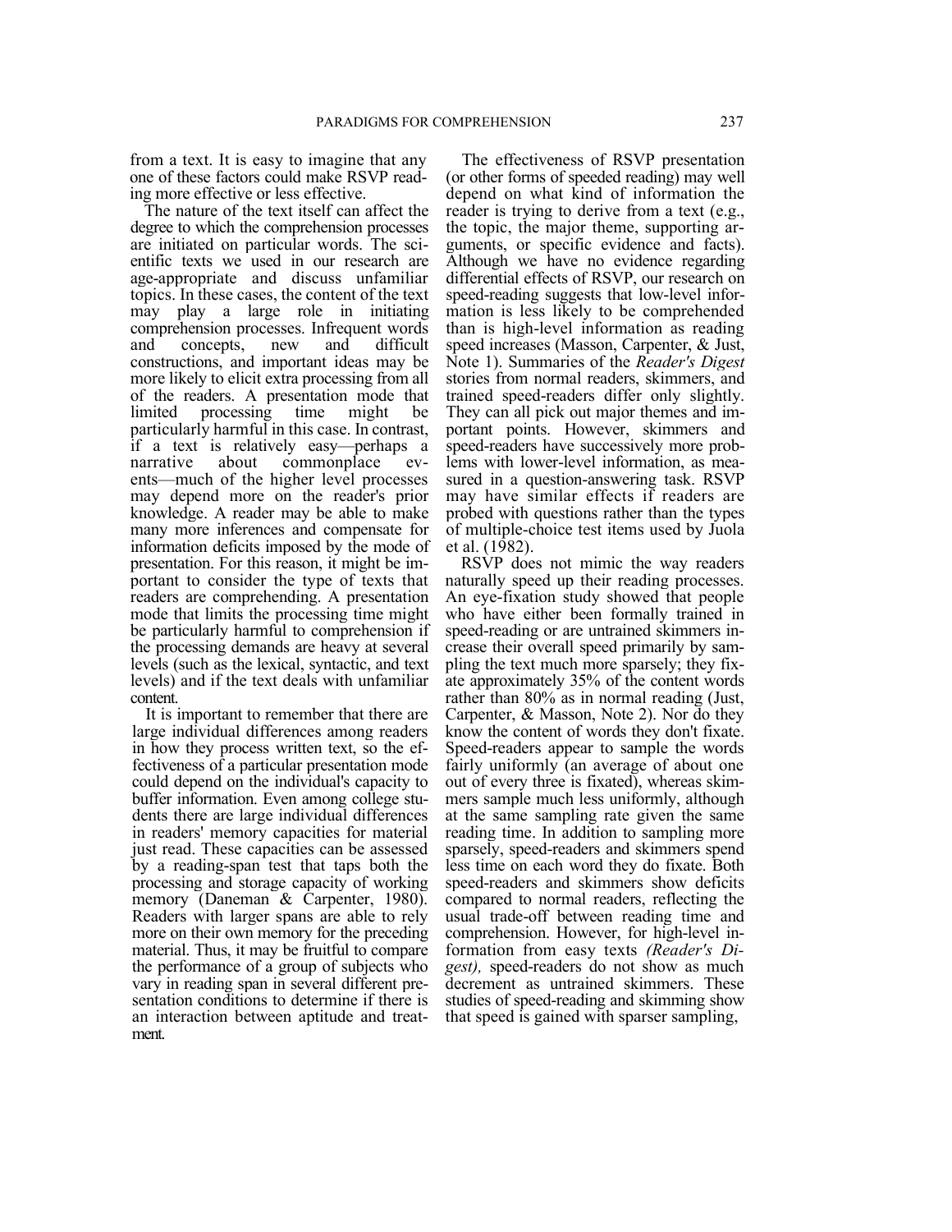from a text. It is easy to imagine that any one of these factors could make RSVP reading more effective or less effective.

The nature of the text itself can affect the degree to which the comprehension processes are initiated on particular words. The scientific texts we used in our research are age-appropriate and discuss unfamiliar topics. In these cases, the content of the text may play a large role in initiating comprehension processes. Infrequent words and concepts, new and difficult constructions, and important ideas may be more likely to elicit extra processing from all of the readers. A presentation mode that limited processing time might be particularly harmful in this case. In contrast, if a text is relatively easy—perhaps a narrative about commonplace events—much of the higher level processes may depend more on the reader's prior knowledge. A reader may be able to make many more inferences and compensate for information deficits imposed by the mode of presentation. For this reason, it might be important to consider the type of texts that readers are comprehending. A presentation mode that limits the processing time might be particularly harmful to comprehension if the processing demands are heavy at several levels (such as the lexical, syntactic, and text levels) and if the text deals with unfamiliar content.

It is important to remember that there are large individual differences among readers in how they process written text, so the effectiveness of a particular presentation mode could depend on the individual's capacity to buffer information. Even among college students there are large individual differences in readers' memory capacities for material just read. These capacities can be assessed by a reading-span test that taps both the processing and storage capacity of working memory (Daneman & Carpenter, 1980). Readers with larger spans are able to rely more on their own memory for the preceding material. Thus, it may be fruitful to compare the performance of a group of subjects who vary in reading span in several different presentation conditions to determine if there is an interaction between aptitude and treatment.

The effectiveness of RSVP presentation (or other forms of speeded reading) may well depend on what kind of information the reader is trying to derive from a text (e.g., the topic, the major theme, supporting arguments, or specific evidence and facts). Although we have no evidence regarding differential effects of RSVP, our research on speed-reading suggests that low-level information is less likely to be comprehended than is high-level information as reading speed increases (Masson, Carpenter, & Just, Note 1). Summaries of the *Reader's Digest* stories from normal readers, skimmers, and trained speed-readers differ only slightly. They can all pick out major themes and important points. However, skimmers and speed-readers have successively more problems with lower-level information, as measured in a question-answering task. RSVP may have similar effects if readers are probed with questions rather than the types of multiple-choice test items used by Juola et al. (1982).

RSVP does not mimic the way readers naturally speed up their reading processes. An eye-fixation study showed that people who have either been formally trained in speed-reading or are untrained skimmers increase their overall speed primarily by sampling the text much more sparsely; they fixate approximately 35% of the content words rather than 80% as in normal reading (Just, Carpenter, & Masson, Note 2). Nor do they know the content of words they don't fixate. Speed-readers appear to sample the words fairly uniformly (an average of about one out of every three is fixated), whereas skimmers sample much less uniformly, although at the same sampling rate given the same reading time. In addition to sampling more sparsely, speed-readers and skimmers spend less time on each word they do fixate. Both speed-readers and skimmers show deficits compared to normal readers, reflecting the usual trade-off between reading time and comprehension. However, for high-level information from easy texts *(Reader's Digest),* speed-readers do not show as much decrement as untrained skimmers. These studies of speed-reading and skimming show that speed is gained with sparser sampling,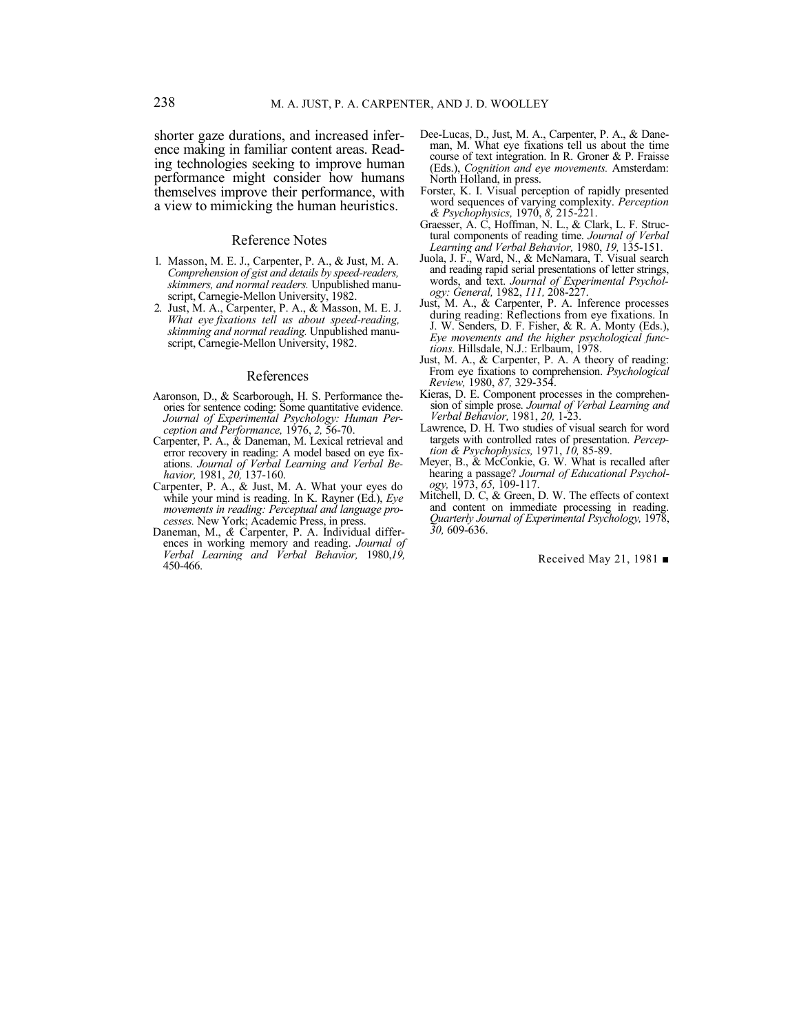shorter gaze durations, and increased inference making in familiar content areas. Reading technologies seeking to improve human performance might consider how humans themselves improve their performance, with a view to mimicking the human heuristics.

## Reference Notes

1. Masson, M. E. J., Carpenter, P. A., & Just, M. A. *Comprehension of gist and details by speed-readers, skimmers, and normal readers.* Unpublished manuscript, Carnegie-Mellon University, 1982.
2. Just, M. A., Carpenter, P. A., & Masson, M. E. J. *What eye fixations tell us about speed-reading, skimming and normal reading.* Unpublished manuscript, Carnegie-Mellon University, 1982.

## References

Aaronson, D., & Scarborough, H. S. Performance theories for sentence coding: Some quantitative evidence. *Journal of Experimental Psychology: Human Perception and Performance,* 1976, *2,* 56-70.

Carpenter, P. A., & Daneman, M. Lexical retrieval and error recovery in reading: A model based on eye fixations. *Journal of Verbal Learning and Verbal Behavior,* 1981, *20,* 137-160.

Carpenter, P. A., & Just, M. A. What your eyes do while your mind is reading. In K. Rayner (Ed.), *Eye movements in reading: Perceptual and language processes.* New York; Academic Press, in press.

Daneman, M., & Carpenter, P. A. Individual differences in working memory and reading. *Journal of Verbal Learning and Verbal Behavior,* 1980, *19,* 450-466.

Dee-Lucas, D., Just, M. A., Carpenter, P. A., & Daneman, M. What eye fixations tell us about the time course of text integration. In R. Groner & P. Fraisse (Eds.), *Cognition and eye movements.* Amsterdam: North Holland, in press.

Forster, K. I. Visual perception of rapidly presented word sequences of varying complexity. *Perception & Psychophysics,* 1970, *8,* 215-221.

Graesser, A. C, Hoffman, N. L., & Clark, L. F. Structural components of reading time. *Journal of Verbal Learning and Verbal Behavior,* 1980, *19,* 135-151.

Juola, J. F., Ward, N., & McNamara, T. Visual search and reading rapid serial presentations of letter strings, words, and text. *Journal of Experimental Psychology: General,* 1982, *111,* 208-227.

Just, M. A., & Carpenter, P. A. Inference processes during reading: Reflections from eye fixations. In J. W. Senders, D. F. Fisher, & R. A. Monty (Eds.), *Eye movements and the higher psychological functions.* Hillsdale, N.J.: Erlbaum, 1978.

Just, M. A., & Carpenter, P. A. A theory of reading: From eye fixations to comprehension. *Psychological Review,* 1980, *87,* 329-354.

Kieras, D. E. Component processes in the comprehension of simple prose. *Journal of Verbal Learning and Verbal Behavior,* 1981, *20,* 1-23.

Lawrence, D. H. Two studies of visual search for word targets with controlled rates of presentation. *Perception & Psychophysics,* 1971, *10,* 85-89.

Meyer, B., & McConkie, G. W. What is recalled after hearing a passage? *Journal of Educational Psychology,* 1973, *65,* 109-117.

Mitchell, D. C, & Green, D. W. The effects of context and content on immediate processing in reading. *Quarterly Journal of Experimental Psychology,* 1978, *30,* 609-636.

Received May 21, 1981 ■